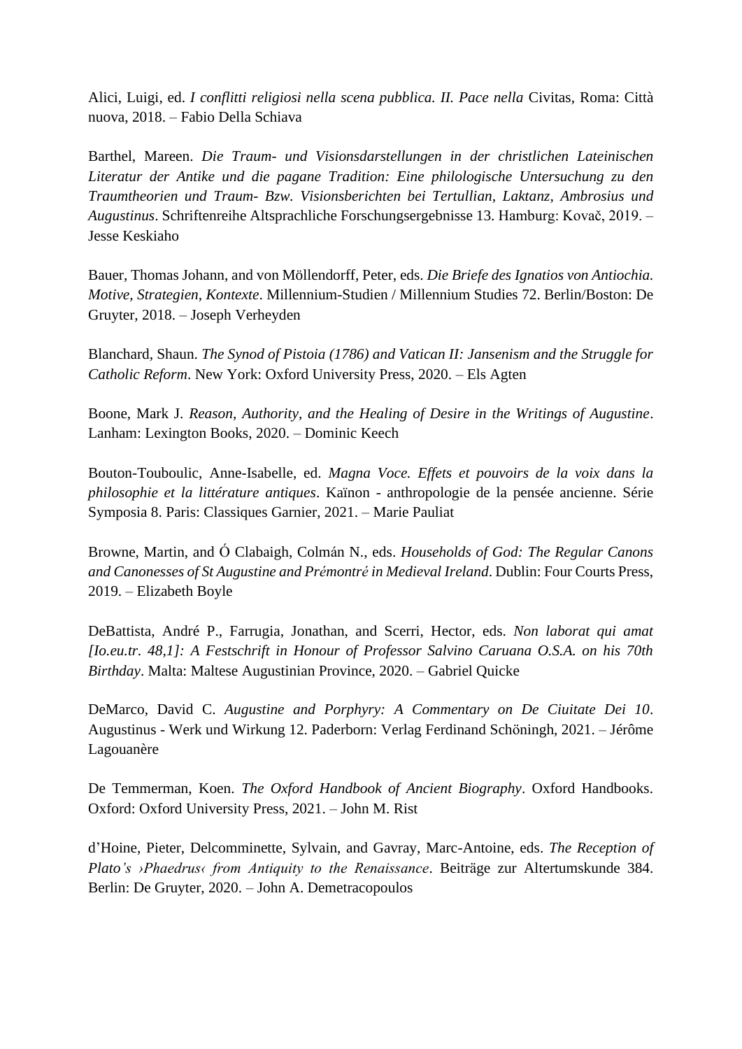Alici, Luigi, ed. *I conflitti religiosi nella scena pubblica. II. Pace nella* Civitas, Roma: Città nuova, 2018. – Fabio Della Schiava

Barthel, Mareen. *Die Traum- und Visionsdarstellungen in der christlichen Lateinischen Literatur der Antike und die pagane Tradition: Eine philologische Untersuchung zu den Traumtheorien und Traum- Bzw. Visionsberichten bei Tertullian, Laktanz, Ambrosius und Augustinus*. Schriftenreihe Altsprachliche Forschungsergebnisse 13. Hamburg: Kovač, 2019. – Jesse Keskiaho

Bauer, Thomas Johann, and von Möllendorff, Peter, eds. *Die Briefe des Ignatios von Antiochia. Motive, Strategien, Kontexte*. Millennium-Studien / Millennium Studies 72. Berlin/Boston: De Gruyter, 2018. – Joseph Verheyden

Blanchard, Shaun. *The Synod of Pistoia (1786) and Vatican II: Jansenism and the Struggle for Catholic Reform*. New York: Oxford University Press, 2020. – Els Agten

Boone, Mark J. *Reason, Authority, and the Healing of Desire in the Writings of Augustine*. Lanham: Lexington Books, 2020. – Dominic Keech

Bouton-Touboulic, Anne-Isabelle, ed. *Magna Voce. Effets et pouvoirs de la voix dans la philosophie et la littérature antiques*. Kaïnon - anthropologie de la pensée ancienne. Série Symposia 8. Paris: Classiques Garnier, 2021. – Marie Pauliat

Browne, Martin, and Ó Clabaigh, Colmán N., eds. *Households of God: The Regular Canons and Canonesses of St Augustine and Prémontré in Medieval Ireland*. Dublin: Four Courts Press, 2019. – Elizabeth Boyle

DeBattista, André P., Farrugia, Jonathan, and Scerri, Hector, eds. *Non laborat qui amat [Io.eu.tr. 48,1]: A Festschrift in Honour of Professor Salvino Caruana O.S.A. on his 70th Birthday*. Malta: Maltese Augustinian Province, 2020. – Gabriel Quicke

DeMarco, David C. *Augustine and Porphyry: A Commentary on De Ciuitate Dei 10*. Augustinus - Werk und Wirkung 12. Paderborn: Verlag Ferdinand Schöningh, 2021. – Jérôme Lagouanère

De Temmerman, Koen. *The Oxford Handbook of Ancient Biography*. Oxford Handbooks. Oxford: Oxford University Press, 2021. – John M. Rist

d'Hoine, Pieter, Delcomminette, Sylvain, and Gavray, Marc-Antoine, eds. *The Reception of Plato's ›Phaedrus‹ from Antiquity to the Renaissance*. Beiträge zur Altertumskunde 384. Berlin: De Gruyter, 2020. – John A. Demetracopoulos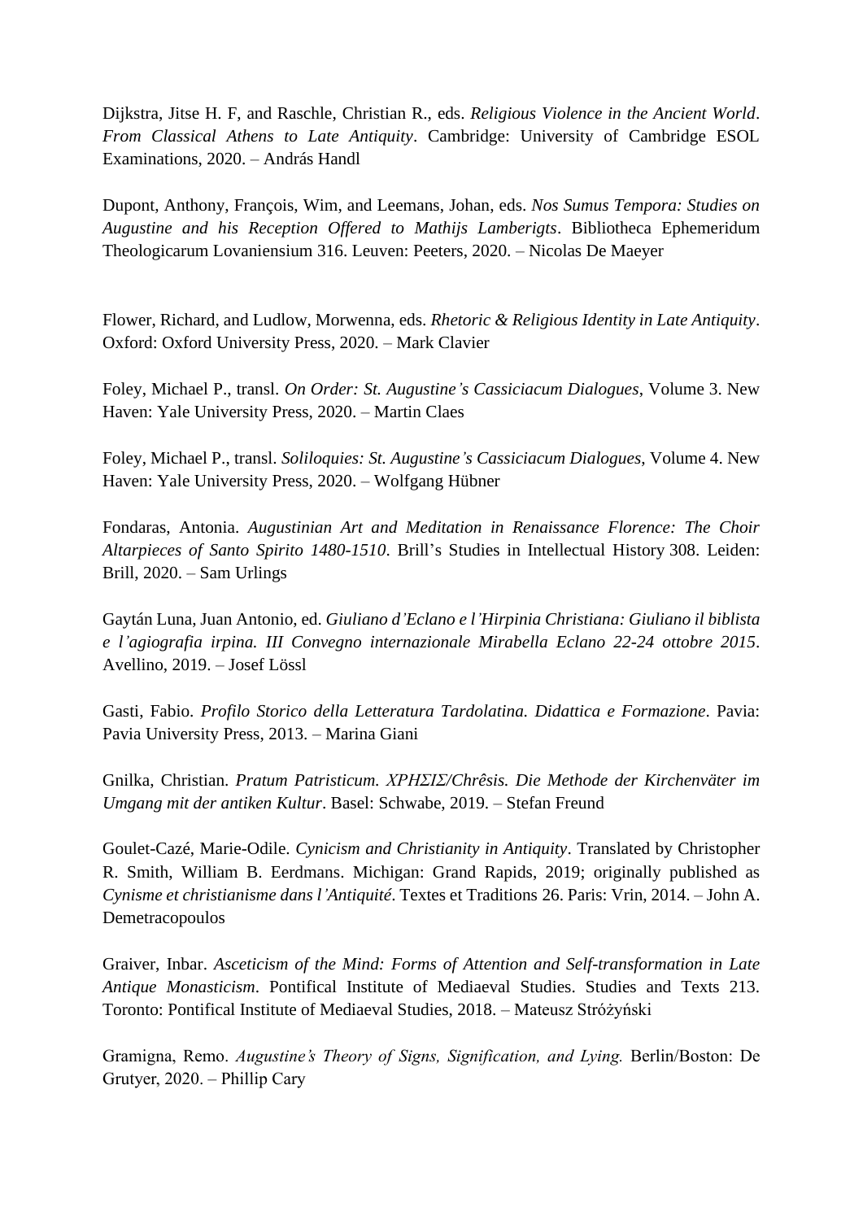Dijkstra, Jitse H. F, and Raschle, Christian R., eds. *Religious Violence in the Ancient World. From Classical Athens to Late Antiquity*. Cambridge: University of Cambridge ESOL Examinations, 2020. – András Handl

Dupont, Anthony, François, Wim, and Leemans, Johan, eds. *Nos Sumus Tempora: Studies on Augustine and his Reception Offered to Mathijs Lamberigts*. Bibliotheca Ephemeridum Theologicarum Lovaniensium 316. Leuven: Peeters, 2020. – Nicolas De Maeyer

Flower, Richard, and Ludlow, Morwenna, eds. *Rhetoric & Religious Identity in Late Antiquity*. Oxford: Oxford University Press, 2020. – Mark Clavier

Foley, Michael P., transl. *On Order: St. Augustine's Cassiciacum Dialogues*, Volume 3. New Haven: Yale University Press, 2020. – Martin Claes

Foley, Michael P., transl. *Soliloquies: St. Augustine's Cassiciacum Dialogues*, Volume 4. New Haven: Yale University Press, 2020. – Wolfgang Hübner

Fondaras, Antonia. *Augustinian Art and Meditation in Renaissance Florence: The Choir Altarpieces of Santo Spirito 1480-1510*. Brill's Studies in Intellectual History 308. Leiden: Brill, 2020. – Sam Urlings

Gaytán Luna, Juan Antonio, ed. *Giuliano d'Eclano e l'Hirpinia Christiana: Giuliano il biblista e l'agiografia irpina. III Convegno internazionale Mirabella Eclano 22-24 ottobre 2015*. Avellino, 2019. – Josef Lössl

Gasti, Fabio. *Profilo Storico della Letteratura Tardolatina. Didattica e Formazione*. Pavia: Pavia University Press, 2013. – Marina Giani

Gnilka, Christian. *Pratum Patristicum. ΧΡΗΣΙΣ/Chrêsis. Die Methode der Kirchenväter im Umgang mit der antiken Kultur*. Basel: Schwabe, 2019. – Stefan Freund

Goulet-Cazé, Marie-Odile. *Cynicism and Christianity in Antiquity*. Translated by Christopher R. Smith, William B. Eerdmans. Michigan: Grand Rapids, 2019; originally published as *Cynisme et christianisme dans l'Antiquité*. Textes et Traditions 26. Paris: Vrin, 2014. – John A. Demetracopoulos

Graiver, Inbar. *Asceticism of the Mind: Forms of Attention and Self-transformation in Late Antique Monasticism*. Pontifical Institute of Mediaeval Studies. Studies and Texts 213. Toronto: Pontifical Institute of Mediaeval Studies, 2018. – Mateusz Stróżyński

Gramigna, Remo. *Augustine's Theory of Signs, Signification, and Lying.* Berlin/Boston: De Grutyer, 2020. – Phillip Cary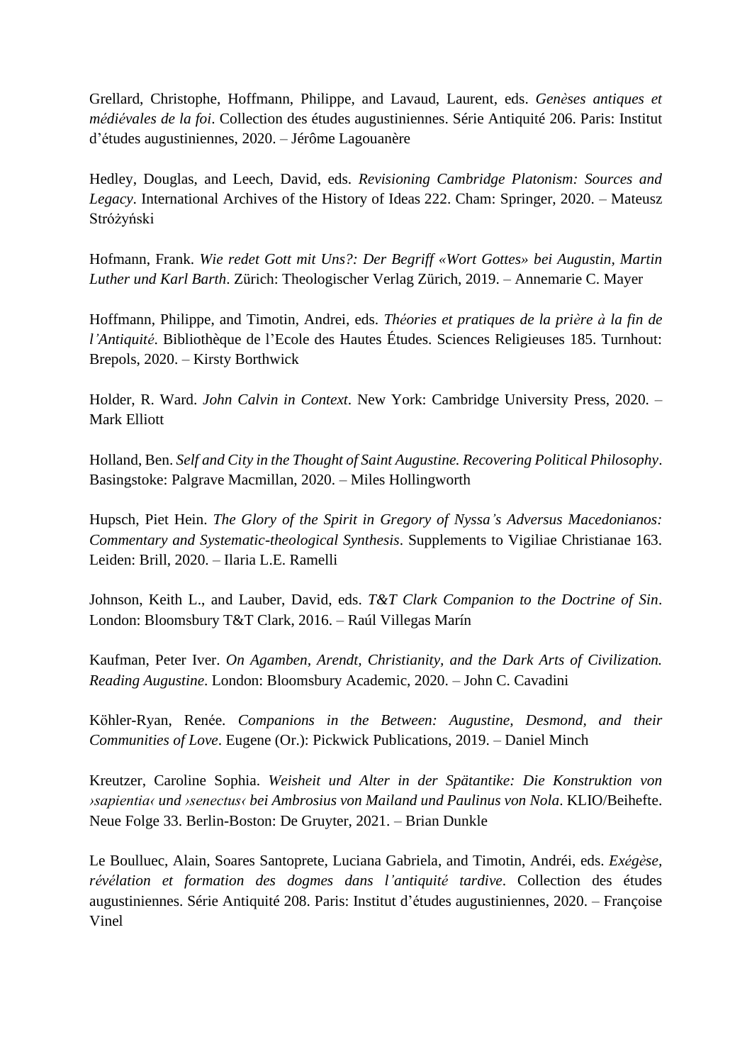Grellard, Christophe, Hoffmann, Philippe, and Lavaud, Laurent, eds. *Genèses antiques et médiévales de la foi*. Collection des études augustiniennes. Série Antiquité 206. Paris: Institut d'études augustiniennes, 2020. – Jérôme Lagouanère

Hedley, Douglas, and Leech, David, eds. *Revisioning Cambridge Platonism: Sources and Legacy*. International Archives of the History of Ideas 222. Cham: Springer, 2020. – Mateusz Stróżyński

Hofmann, Frank. *Wie redet Gott mit Uns?: Der Begriff «Wort Gottes» bei Augustin, Martin Luther und Karl Barth*. Zürich: Theologischer Verlag Zürich, 2019. – Annemarie C. Mayer

Hoffmann, Philippe, and Timotin, Andrei, eds. *Théories et pratiques de la prière à la fin de l'Antiquité*. Bibliothèque de l'Ecole des Hautes Études. Sciences Religieuses 185. Turnhout: Brepols, 2020. – Kirsty Borthwick

Holder, R. Ward. *John Calvin in Context*. New York: Cambridge University Press, 2020. – Mark Elliott

Holland, Ben. *Self and City in the Thought of Saint Augustine. Recovering Political Philosophy*. Basingstoke: Palgrave Macmillan, 2020. – Miles Hollingworth

Hupsch, Piet Hein. *The Glory of the Spirit in Gregory of Nyssa's Adversus Macedonianos: Commentary and Systematic-theological Synthesis*. Supplements to Vigiliae Christianae 163. Leiden: Brill, 2020. – Ilaria L.E. Ramelli

Johnson, Keith L., and Lauber, David, eds. *T&T Clark Companion to the Doctrine of Sin*. London: Bloomsbury T&T Clark, 2016. – Raúl Villegas Marín

Kaufman, Peter Iver. *On Agamben, Arendt, Christianity, and the Dark Arts of Civilization. Reading Augustine*. London: Bloomsbury Academic, 2020. – John C. Cavadini

Köhler-Ryan, Renée. *Companions in the Between: Augustine, Desmond, and their Communities of Love*. Eugene (Or.): Pickwick Publications, 2019. – Daniel Minch

Kreutzer, Caroline Sophia. *Weisheit und Alter in der Spätantike: Die Konstruktion von ›sapientia‹ und ›senectus‹ bei Ambrosius von Mailand und Paulinus von Nola*. KLIO/Beihefte. Neue Folge 33. Berlin-Boston: De Gruyter, 2021. – Brian Dunkle

Le Boulluec, Alain, Soares Santoprete, Luciana Gabriela, and Timotin, Andréi, eds. *Exégèse, révélation et formation des dogmes dans l'antiquité tardive*. Collection des études augustiniennes. Série Antiquité 208. Paris: Institut d'études augustiniennes, 2020. – Françoise Vinel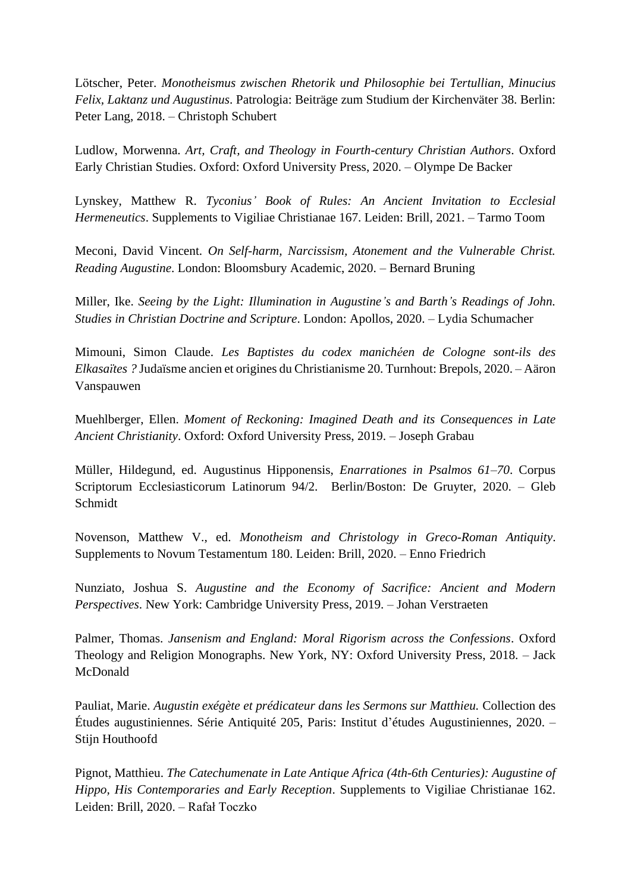Lötscher, Peter. *Monotheismus zwischen Rhetorik und Philosophie bei Tertullian, Minucius Felix, Laktanz und Augustinus*. Patrologia: Beiträge zum Studium der Kirchenväter 38. Berlin: Peter Lang, 2018. – Christoph Schubert

Ludlow, Morwenna. *Art, Craft, and Theology in Fourth-century Christian Authors*. Oxford Early Christian Studies. Oxford: Oxford University Press, 2020. – Olympe De Backer

Lynskey, Matthew R. *Tyconius' Book of Rules: An Ancient Invitation to Ecclesial Hermeneutics*. Supplements to Vigiliae Christianae 167. Leiden: Brill, 2021. – Tarmo Toom

Meconi, David Vincent. *On Self-harm, Narcissism, Atonement and the Vulnerable Christ. Reading Augustine*. London: Bloomsbury Academic, 2020. – Bernard Bruning

Miller, Ike. *Seeing by the Light: Illumination in Augustine's and Barth's Readings of John. Studies in Christian Doctrine and Scripture*. London: Apollos, 2020. – Lydia Schumacher

Mimouni, Simon Claude. *Les Baptistes du codex manichéen de Cologne sont-ils des Elkasaïtes ?* Judaïsme ancien et origines du Christianisme 20. Turnhout: Brepols, 2020. – Aäron Vanspauwen

Muehlberger, Ellen. *Moment of Reckoning: Imagined Death and its Consequences in Late Ancient Christianity*. Oxford: Oxford University Press, 2019. – Joseph Grabau

Müller, Hildegund, ed. Augustinus Hipponensis, *Enarrationes in Psalmos 61–70*. Corpus Scriptorum Ecclesiasticorum Latinorum 94/2. Berlin/Boston: De Gruyter, 2020. – Gleb Schmidt

Novenson, Matthew V., ed. *Monotheism and Christology in Greco-Roman Antiquity*. Supplements to Novum Testamentum 180. Leiden: Brill, 2020. – Enno Friedrich

Nunziato, Joshua S. *Augustine and the Economy of Sacrifice: Ancient and Modern Perspectives*. New York: Cambridge University Press, 2019. – Johan Verstraeten

Palmer, Thomas. *Jansenism and England: Moral Rigorism across the Confessions*. Oxford Theology and Religion Monographs. New York, NY: Oxford University Press, 2018. – Jack McDonald

Pauliat, Marie. *Augustin exégète et prédicateur dans les Sermons sur Matthieu.* Collection des Études augustiniennes. Série Antiquité 205, Paris: Institut d'études Augustiniennes, 2020. – Stijn Houthoofd

Pignot, Matthieu. *The Catechumenate in Late Antique Africa (4th-6th Centuries): Augustine of Hippo, His Contemporaries and Early Reception*. Supplements to Vigiliae Christianae 162. Leiden: Brill, 2020. – Rafał Toczko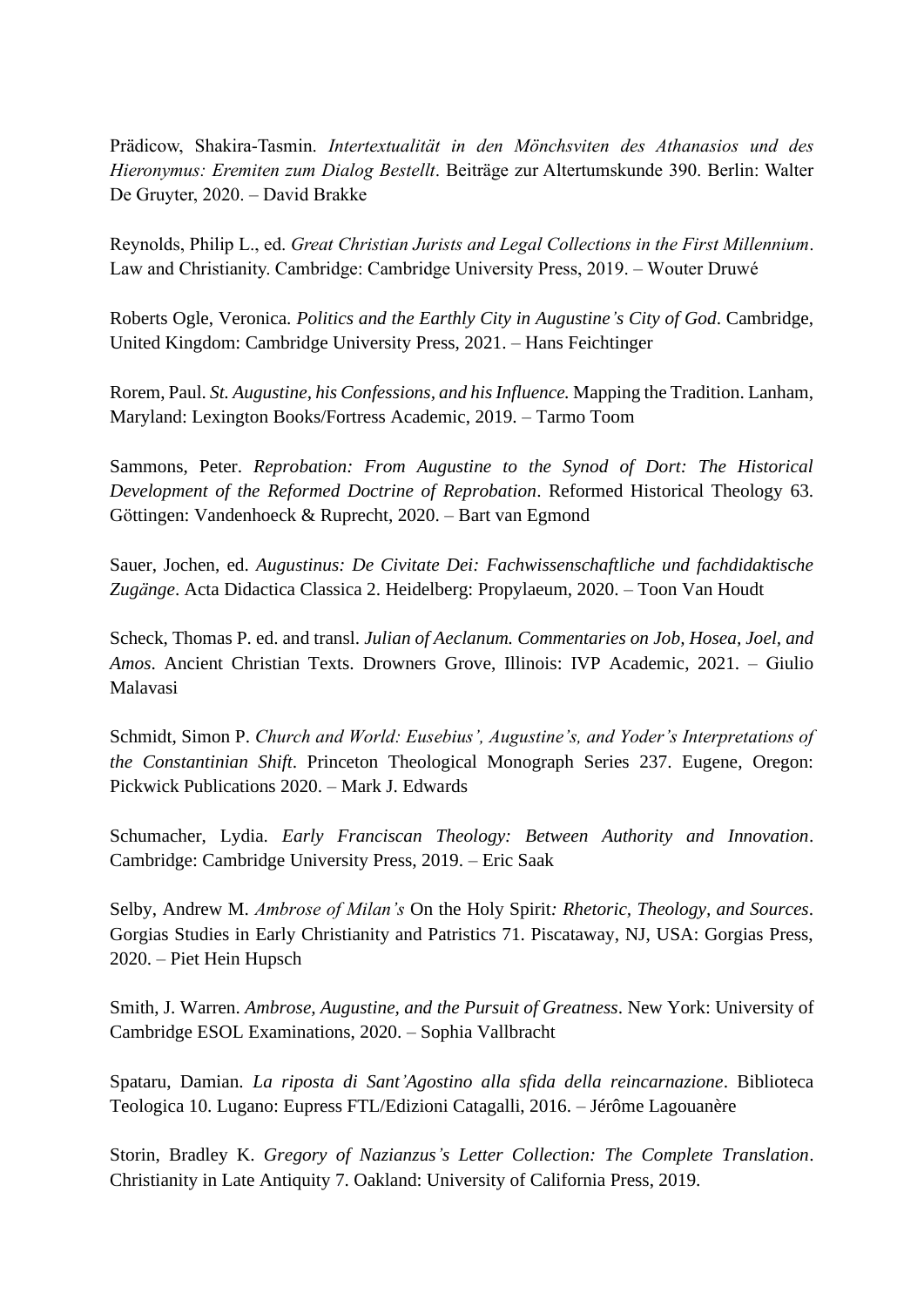Prädicow, Shakira-Tasmin. *Intertextualität in den Mönchsviten des Athanasios und des Hieronymus: Eremiten zum Dialog Bestellt*. Beiträge zur Altertumskunde 390. Berlin: Walter De Gruyter, 2020. – David Brakke

Reynolds, Philip L., ed. *Great Christian Jurists and Legal Collections in the First Millennium*. Law and Christianity. Cambridge: Cambridge University Press, 2019. – Wouter Druwé

Roberts Ogle, Veronica. *Politics and the Earthly City in Augustine's City of God*. Cambridge, United Kingdom: Cambridge University Press, 2021. – Hans Feichtinger

Rorem, Paul. *St. Augustine, his Confessions, and his Influence.* Mapping the Tradition. Lanham, Maryland: Lexington Books/Fortress Academic, 2019. – Tarmo Toom

Sammons, Peter. *Reprobation: From Augustine to the Synod of Dort: The Historical Development of the Reformed Doctrine of Reprobation*. Reformed Historical Theology 63. Göttingen: Vandenhoeck & Ruprecht, 2020. – Bart van Egmond

Sauer, Jochen, ed. *Augustinus: De Civitate Dei: Fachwissenschaftliche und fachdidaktische Zugänge*. Acta Didactica Classica 2. Heidelberg: Propylaeum, 2020. – Toon Van Houdt

Scheck, Thomas P. ed. and transl. *Julian of Aeclanum. Commentaries on Job, Hosea, Joel, and Amos*. Ancient Christian Texts. Drowners Grove, Illinois: IVP Academic, 2021. – Giulio Malavasi

Schmidt, Simon P. *Church and World: Eusebius', Augustine's, and Yoder's Interpretations of the Constantinian Shift*. Princeton Theological Monograph Series 237. Eugene, Oregon: Pickwick Publications 2020. – Mark J. Edwards

Schumacher, Lydia. *Early Franciscan Theology: Between Authority and Innovation*. Cambridge: Cambridge University Press, 2019. – Eric Saak

Selby, Andrew M. *Ambrose of Milan's* On the Holy Spirit*: Rhetoric, Theology, and Sources*. Gorgias Studies in Early Christianity and Patristics 71. Piscataway, NJ, USA: Gorgias Press, 2020. – Piet Hein Hupsch

Smith, J. Warren. *Ambrose, Augustine, and the Pursuit of Greatness*. New York: University of Cambridge ESOL Examinations, 2020. – Sophia Vallbracht

Spataru, Damian. *La riposta di Sant'Agostino alla sfida della reincarnazione*. Biblioteca Teologica 10. Lugano: Eupress FTL/Edizioni Catagalli, 2016. – Jérôme Lagouanère

Storin, Bradley K. *Gregory of Nazianzus's Letter Collection: The Complete Translation*. Christianity in Late Antiquity 7. Oakland: University of California Press, 2019.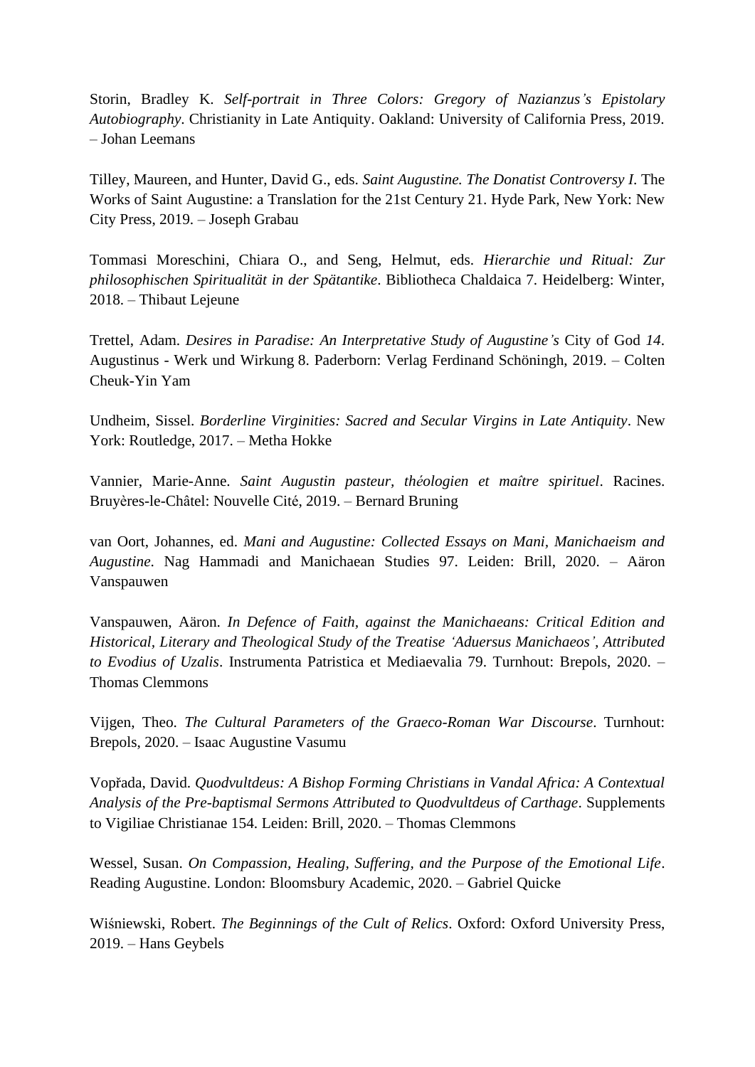Storin, Bradley K. *Self-portrait in Three Colors: Gregory of Nazianzus's Epistolary Autobiography*. Christianity in Late Antiquity. Oakland: University of California Press, 2019. – Johan Leemans

Tilley, Maureen, and Hunter, David G., eds. *Saint Augustine. The Donatist Controversy I*. The Works of Saint Augustine: a Translation for the 21st Century 21. Hyde Park, New York: New City Press, 2019. – Joseph Grabau

Tommasi Moreschini, Chiara O., and Seng, Helmut, eds. *Hierarchie und Ritual: Zur philosophischen Spiritualität in der Spätantike*. Bibliotheca Chaldaica 7. Heidelberg: Winter, 2018. – Thibaut Lejeune

Trettel, Adam. *Desires in Paradise: An Interpretative Study of Augustine's* City of God *14*. Augustinus - Werk und Wirkung 8. Paderborn: Verlag Ferdinand Schöningh, 2019. – Colten Cheuk-Yin Yam

Undheim, Sissel. *Borderline Virginities: Sacred and Secular Virgins in Late Antiquity*. New York: Routledge, 2017. – Metha Hokke

Vannier, Marie-Anne. *Saint Augustin pasteur, théologien et maître spirituel*. Racines. Bruyères-le-Châtel: Nouvelle Cité, 2019. – Bernard Bruning

van Oort, Johannes, ed. *Mani and Augustine: Collected Essays on Mani, Manichaeism and Augustine*. Nag Hammadi and Manichaean Studies 97. Leiden: Brill, 2020. – Aäron Vanspauwen

Vanspauwen, Aäron. *In Defence of Faith, against the Manichaeans: Critical Edition and Historical, Literary and Theological Study of the Treatise 'Aduersus Manichaeos', Attributed to Evodius of Uzalis*. Instrumenta Patristica et Mediaevalia 79. Turnhout: Brepols, 2020. – Thomas Clemmons

Vijgen, Theo. *The Cultural Parameters of the Graeco-Roman War Discourse*. Turnhout: Brepols, 2020. – Isaac Augustine Vasumu

Vopřada, David. *Quodvultdeus: A Bishop Forming Christians in Vandal Africa: A Contextual Analysis of the Pre-baptismal Sermons Attributed to Quodvultdeus of Carthage*. Supplements to Vigiliae Christianae 154. Leiden: Brill, 2020. – Thomas Clemmons

Wessel, Susan. *On Compassion, Healing, Suffering, and the Purpose of the Emotional Life*. Reading Augustine. London: Bloomsbury Academic, 2020. – Gabriel Quicke

Wiśniewski, Robert. *The Beginnings of the Cult of Relics*. Oxford: Oxford University Press, 2019. – Hans Geybels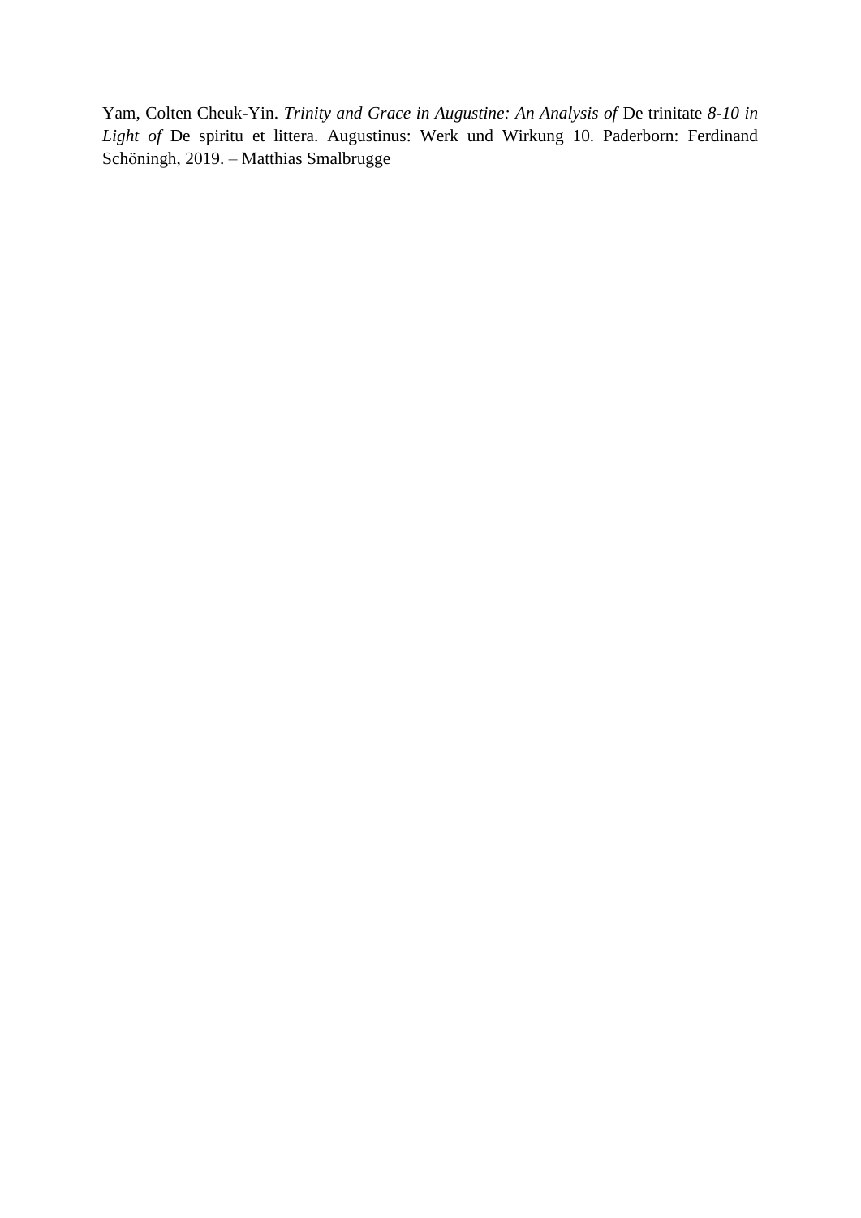Yam, Colten Cheuk-Yin. *Trinity and Grace in Augustine: An Analysis of* De trinitate *8-10 in Light of* De spiritu et littera. Augustinus: Werk und Wirkung 10. Paderborn: Ferdinand Schöningh, 2019. – Matthias Smalbrugge